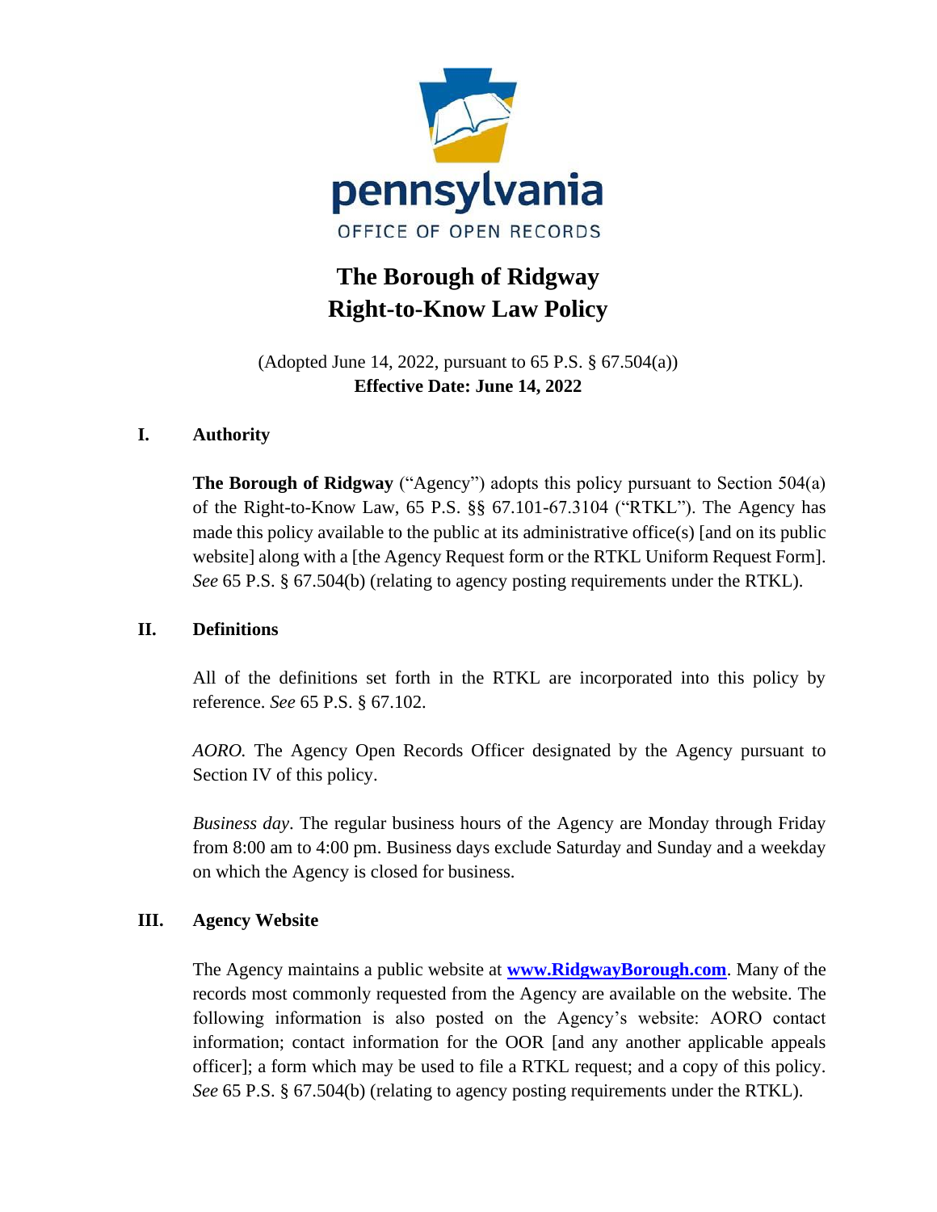pennsylvania
OFFICE OF OPEN RECORDS

# The Borough of Ridgway Right-to-Know Law Policy

(Adopted June 14, 2022, pursuant to 65 P.S. § 67.504(a))
**Effective Date: June 14, 2022**

## I. Authority

**The Borough of Ridgway** ("Agency") adopts this policy pursuant to Section 504(a) of the Right-to-Know Law, 65 P.S. §§ 67.101-67.3104 ("RTKL"). The Agency has made this policy available to the public at its administrative office(s) [and on its public website] along with a [the Agency Request form or the RTKL Uniform Request Form]. *See* 65 P.S. § 67.504(b) (relating to agency posting requirements under the RTKL).

## II. Definitions

All of the definitions set forth in the RTKL are incorporated into this policy by reference. *See* 65 P.S. § 67.102.

*AORO.* The Agency Open Records Officer designated by the Agency pursuant to Section IV of this policy.

*Business day*. The regular business hours of the Agency are Monday through Friday from 8:00 am to 4:00 pm. Business days exclude Saturday and Sunday and a weekday on which the Agency is closed for business.

## III. Agency Website

The Agency maintains a public website at **www.RidgwayBorough.com**. Many of the records most commonly requested from the Agency are available on the website. The following information is also posted on the Agency's website: AORO contact information; contact information for the OOR [and any another applicable appeals officer]; a form which may be used to file a RTKL request; and a copy of this policy. *See* 65 P.S. § 67.504(b) (relating to agency posting requirements under the RTKL).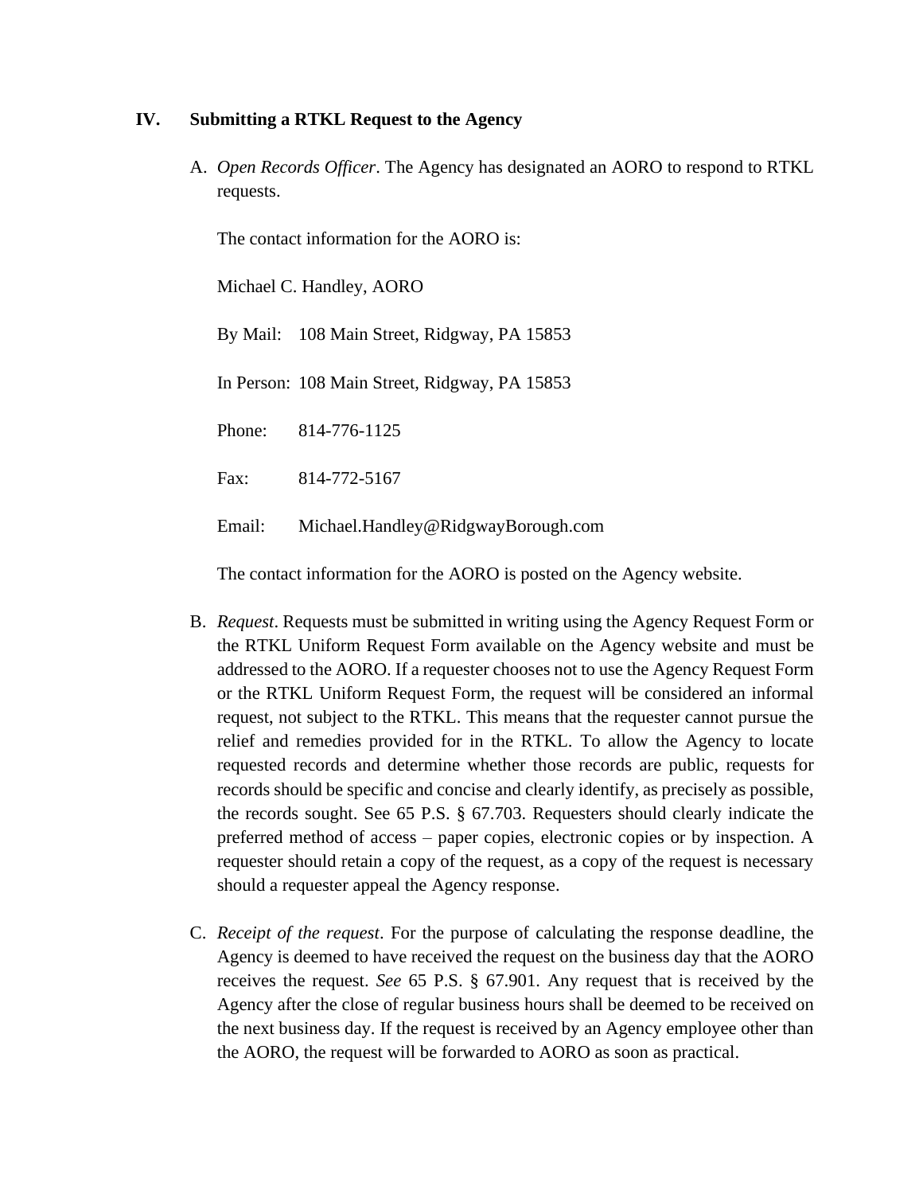## IV. Submitting a RTKL Request to the Agency

A. *Open Records Officer*. The Agency has designated an AORO to respond to RTKL requests.

The contact information for the AORO is:

Michael C. Handley, AORO

By Mail: 108 Main Street, Ridgway, PA 15853

In Person: 108 Main Street, Ridgway, PA 15853

Phone: 814-776-1125

Fax: 814-772-5167

Email: Michael.Handley@RidgwayBorough.com

The contact information for the AORO is posted on the Agency website.

B. *Request*. Requests must be submitted in writing using the Agency Request Form or the RTKL Uniform Request Form available on the Agency website and must be addressed to the AORO. If a requester chooses not to use the Agency Request Form or the RTKL Uniform Request Form, the request will be considered an informal request, not subject to the RTKL. This means that the requester cannot pursue the relief and remedies provided for in the RTKL. To allow the Agency to locate requested records and determine whether those records are public, requests for records should be specific and concise and clearly identify, as precisely as possible, the records sought. See 65 P.S. § 67.703. Requesters should clearly indicate the preferred method of access – paper copies, electronic copies or by inspection. A requester should retain a copy of the request, as a copy of the request is necessary should a requester appeal the Agency response.

C. *Receipt of the request*. For the purpose of calculating the response deadline, the Agency is deemed to have received the request on the business day that the AORO receives the request. *See* 65 P.S. § 67.901. Any request that is received by the Agency after the close of regular business hours shall be deemed to be received on the next business day. If the request is received by an Agency employee other than the AORO, the request will be forwarded to AORO as soon as practical.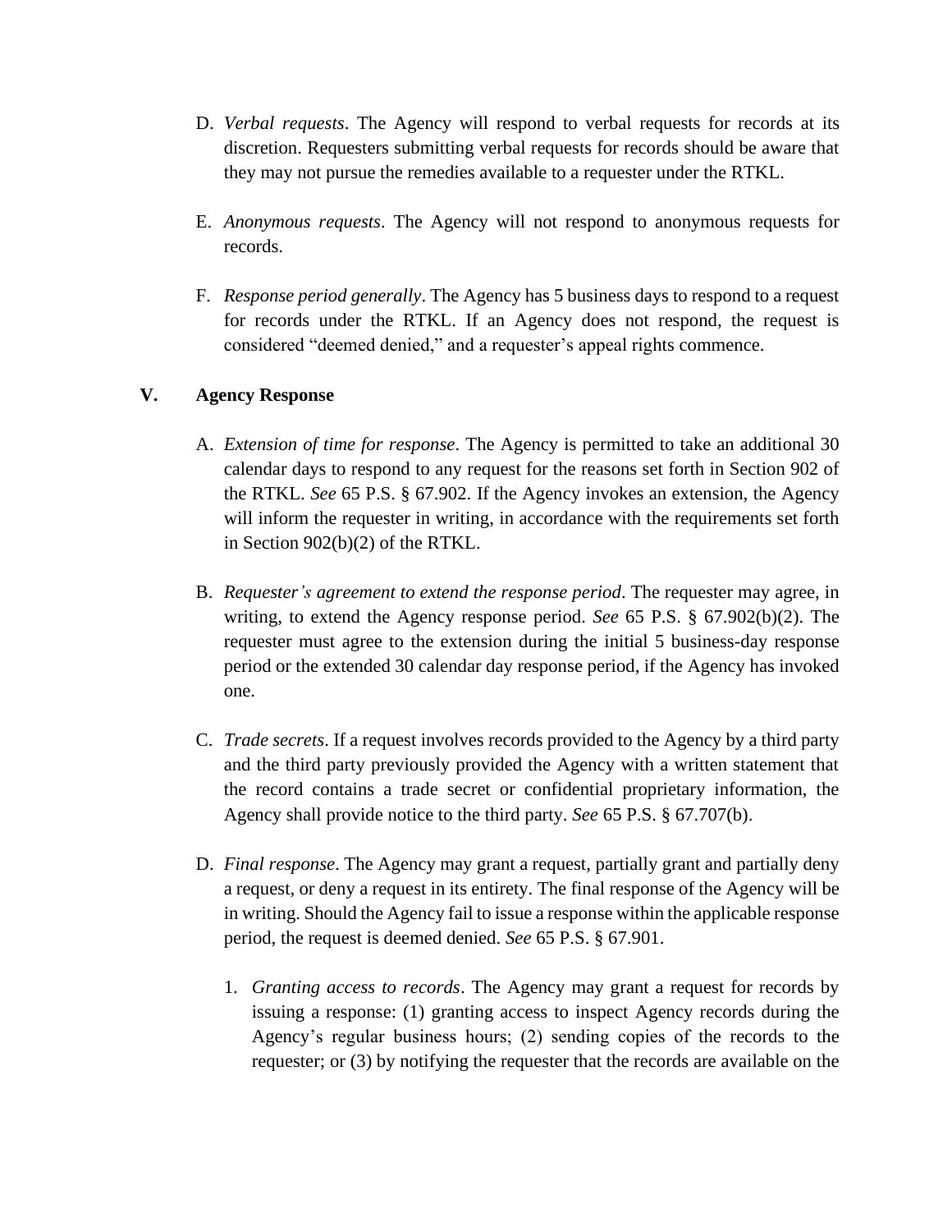D. *Verbal requests*. The Agency will respond to verbal requests for records at its discretion. Requesters submitting verbal requests for records should be aware that they may not pursue the remedies available to a requester under the RTKL.

E. *Anonymous requests*. The Agency will not respond to anonymous requests for records.

F. *Response period generally*. The Agency has 5 business days to respond to a request for records under the RTKL. If an Agency does not respond, the request is considered "deemed denied," and a requester's appeal rights commence.

## V. Agency Response

A. *Extension of time for response*. The Agency is permitted to take an additional 30 calendar days to respond to any request for the reasons set forth in Section 902 of the RTKL. *See* 65 P.S. § 67.902. If the Agency invokes an extension, the Agency will inform the requester in writing, in accordance with the requirements set forth in Section 902(b)(2) of the RTKL.

B. *Requester's agreement to extend the response period*. The requester may agree, in writing, to extend the Agency response period. *See* 65 P.S. § 67.902(b)(2). The requester must agree to the extension during the initial 5 business-day response period or the extended 30 calendar day response period, if the Agency has invoked one.

C. *Trade secrets*. If a request involves records provided to the Agency by a third party and the third party previously provided the Agency with a written statement that the record contains a trade secret or confidential proprietary information, the Agency shall provide notice to the third party. *See* 65 P.S. § 67.707(b).

D. *Final response*. The Agency may grant a request, partially grant and partially deny a request, or deny a request in its entirety. The final response of the Agency will be in writing. Should the Agency fail to issue a response within the applicable response period, the request is deemed denied. *See* 65 P.S. § 67.901.

1. *Granting access to records*. The Agency may grant a request for records by issuing a response: (1) granting access to inspect Agency records during the Agency's regular business hours; (2) sending copies of the records to the requester; or (3) by notifying the requester that the records are available on the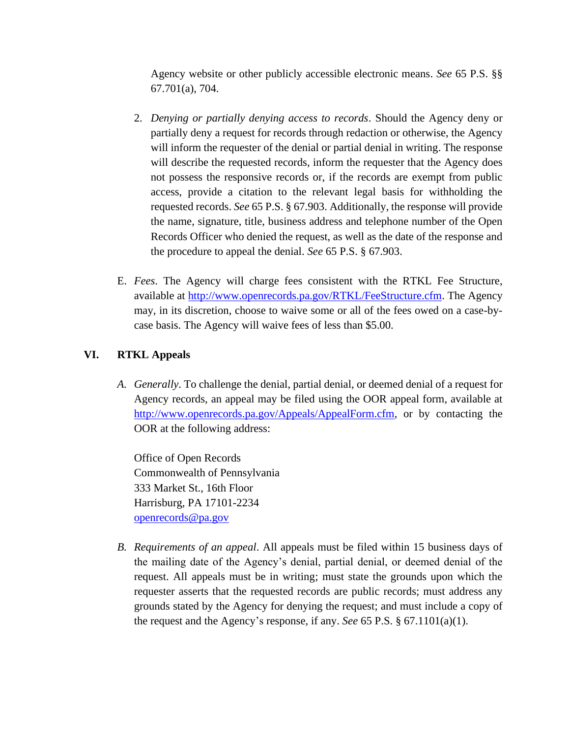Agency website or other publicly accessible electronic means. *See* 65 P.S. §§ 67.701(a), 704.

2. *Denying or partially denying access to records*. Should the Agency deny or partially deny a request for records through redaction or otherwise, the Agency will inform the requester of the denial or partial denial in writing. The response will describe the requested records, inform the requester that the Agency does not possess the responsive records or, if the records are exempt from public access, provide a citation to the relevant legal basis for withholding the requested records. *See* 65 P.S. § 67.903. Additionally, the response will provide the name, signature, title, business address and telephone number of the Open Records Officer who denied the request, as well as the date of the response and the procedure to appeal the denial. *See* 65 P.S. § 67.903.

E. *Fees*. The Agency will charge fees consistent with the RTKL Fee Structure, available at [http://www.openrecords.pa.gov/RTKL/FeeStructure.cfm](http://www.openrecords.pa.gov/RTKL/FeeStructure.cfm). The Agency may, in its discretion, choose to waive some or all of the fees owed on a case-by-case basis. The Agency will waive fees of less than $5.00.

## VI. RTKL Appeals

*A. Generally*. To challenge the denial, partial denial, or deemed denial of a request for Agency records, an appeal may be filed using the OOR appeal form, available at [http://www.openrecords.pa.gov/Appeals/AppealForm.cfm](http://www.openrecords.pa.gov/Appeals/AppealForm.cfm), or by contacting the OOR at the following address:

Office of Open Records
Commonwealth of Pennsylvania
333 Market St., 16th Floor
Harrisburg, PA 17101-2234
[openrecords@pa.gov](mailto:openrecords@pa.gov)

*B. Requirements of an appeal*. All appeals must be filed within 15 business days of the mailing date of the Agency's denial, partial denial, or deemed denial of the request. All appeals must be in writing; must state the grounds upon which the requester asserts that the requested records are public records; must address any grounds stated by the Agency for denying the request; and must include a copy of the request and the Agency's response, if any. *See* 65 P.S. § 67.1101(a)(1).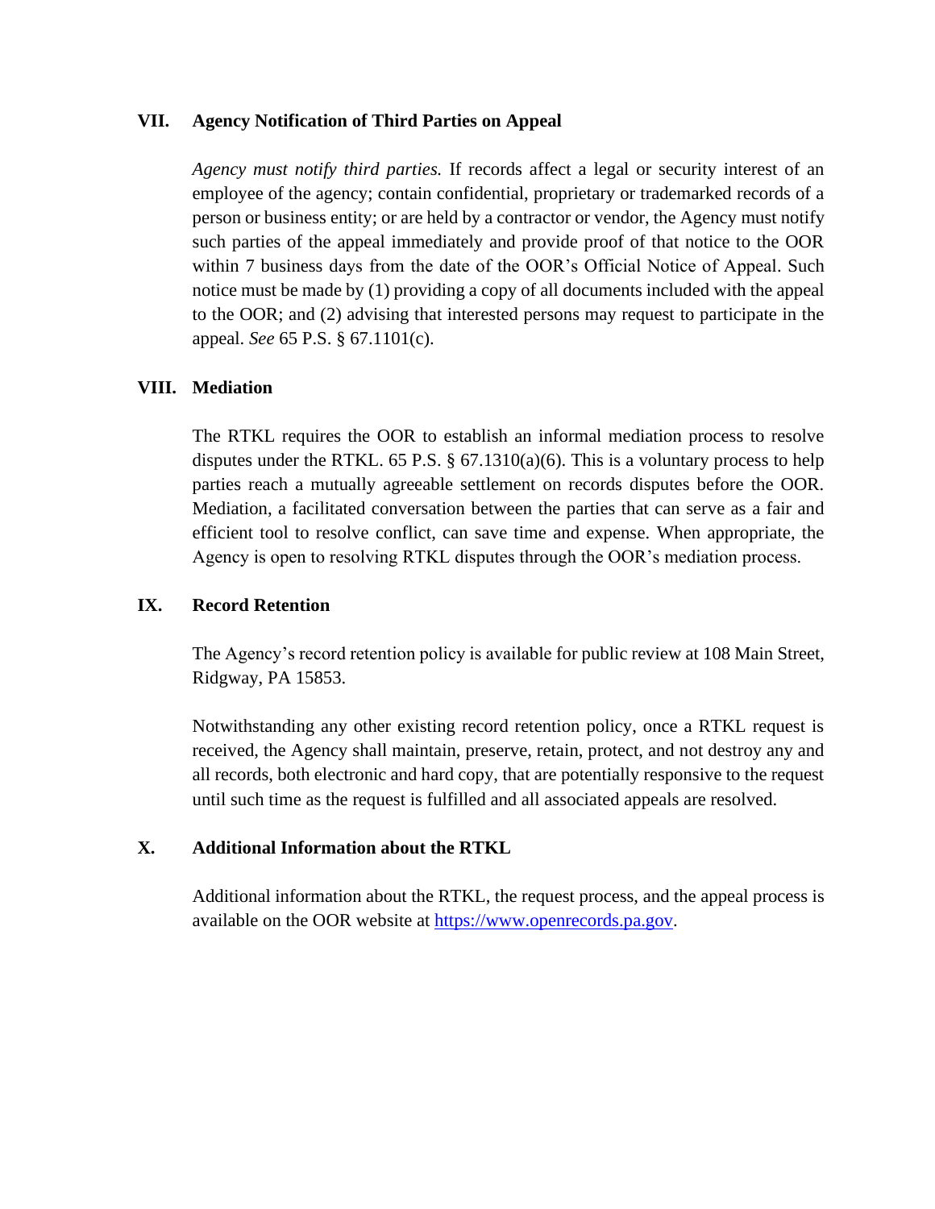## VII. Agency Notification of Third Parties on Appeal

*Agency must notify third parties.* If records affect a legal or security interest of an employee of the agency; contain confidential, proprietary or trademarked records of a person or business entity; or are held by a contractor or vendor, the Agency must notify such parties of the appeal immediately and provide proof of that notice to the OOR within 7 business days from the date of the OOR's Official Notice of Appeal. Such notice must be made by (1) providing a copy of all documents included with the appeal to the OOR; and (2) advising that interested persons may request to participate in the appeal. *See* 65 P.S. § 67.1101(c).

## VIII. Mediation

The RTKL requires the OOR to establish an informal mediation process to resolve disputes under the RTKL. 65 P.S. § 67.1310(a)(6). This is a voluntary process to help parties reach a mutually agreeable settlement on records disputes before the OOR. Mediation, a facilitated conversation between the parties that can serve as a fair and efficient tool to resolve conflict, can save time and expense. When appropriate, the Agency is open to resolving RTKL disputes through the OOR's mediation process.

## IX. Record Retention

The Agency's record retention policy is available for public review at 108 Main Street, Ridgway, PA 15853.

Notwithstanding any other existing record retention policy, once a RTKL request is received, the Agency shall maintain, preserve, retain, protect, and not destroy any and all records, both electronic and hard copy, that are potentially responsive to the request until such time as the request is fulfilled and all associated appeals are resolved.

## X. Additional Information about the RTKL

Additional information about the RTKL, the request process, and the appeal process is available on the OOR website at [https://www.openrecords.pa.gov](https://www.openrecords.pa.gov).